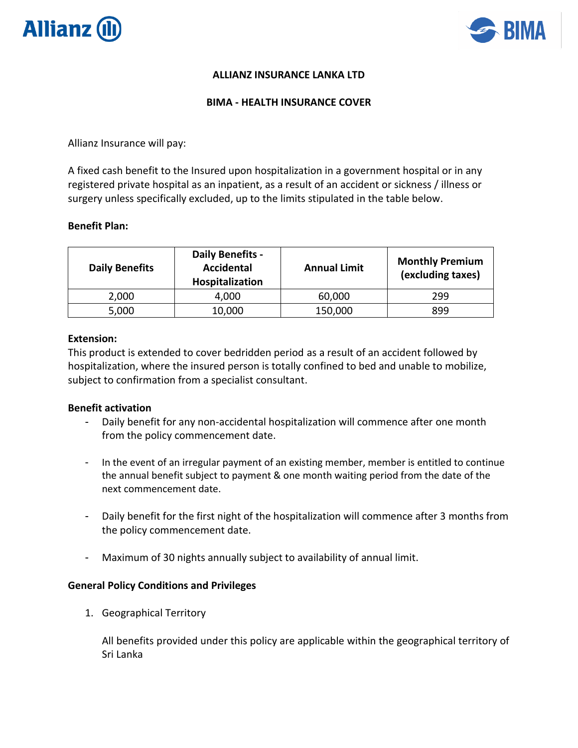# ALLIANZ INSURANCE LANKA LTD

## BIMA - HEALTH INSURANCE COVER

Allianz Insurance will pay:

A fixed cash benefit to the Insured upon hospitalization in a government hospital or in any registered private hospital as an inpatient, as a result of an accident or sickness / illness or surgery unless specifically excluded, up to the limits stipulated in the table below.

**Benefit Plan:**

| Daily Benefits | Daily Benefits - Accidental Hospitalization | Annual Limit | Monthly Premium (excluding taxes) |
|---|---|---|---|
| 2,000 | 4,000 | 60,000 | 299 |
| 5,000 | 10,000 | 150,000 | 899 |

**Extension:**
This product is extended to cover bedridden period as a result of an accident followed by hospitalization, where the insured person is totally confined to bed and unable to mobilize, subject to confirmation from a specialist consultant.

**Benefit activation**

- Daily benefit for any non-accidental hospitalization will commence after one month from the policy commencement date.
- In the event of an irregular payment of an existing member, member is entitled to continue the annual benefit subject to payment & one month waiting period from the date of the next commencement date.
- Daily benefit for the first night of the hospitalization will commence after 3 months from the policy commencement date.
- Maximum of 30 nights annually subject to availability of annual limit.

**General Policy Conditions and Privileges**

1. Geographical Territory

   All benefits provided under this policy are applicable within the geographical territory of Sri Lanka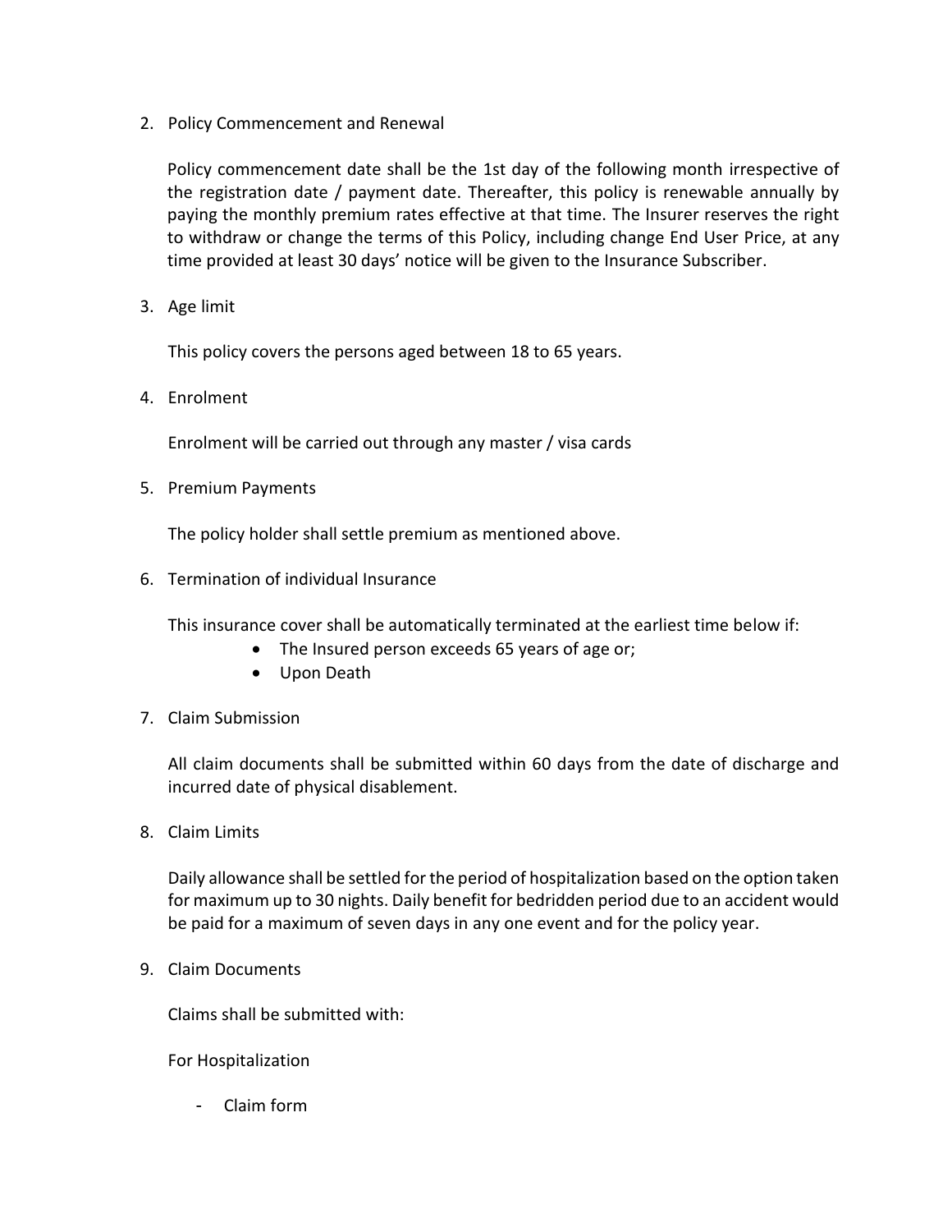2. Policy Commencement and Renewal

   Policy commencement date shall be the 1st day of the following month irrespective of the registration date / payment date. Thereafter, this policy is renewable annually by paying the monthly premium rates effective at that time. The Insurer reserves the right to withdraw or change the terms of this Policy, including change End User Price, at any time provided at least 30 days' notice will be given to the Insurance Subscriber.

3. Age limit

   This policy covers the persons aged between 18 to 65 years.

4. Enrolment

   Enrolment will be carried out through any master / visa cards

5. Premium Payments

   The policy holder shall settle premium as mentioned above.

6. Termination of individual Insurance

   This insurance cover shall be automatically terminated at the earliest time below if:

   - The Insured person exceeds 65 years of age or;
   - Upon Death

7. Claim Submission

   All claim documents shall be submitted within 60 days from the date of discharge and incurred date of physical disablement.

8. Claim Limits

   Daily allowance shall be settled for the period of hospitalization based on the option taken for maximum up to 30 nights. Daily benefit for bedridden period due to an accident would be paid for a maximum of seven days in any one event and for the policy year.

9. Claim Documents

   Claims shall be submitted with:

   For Hospitalization

   - Claim form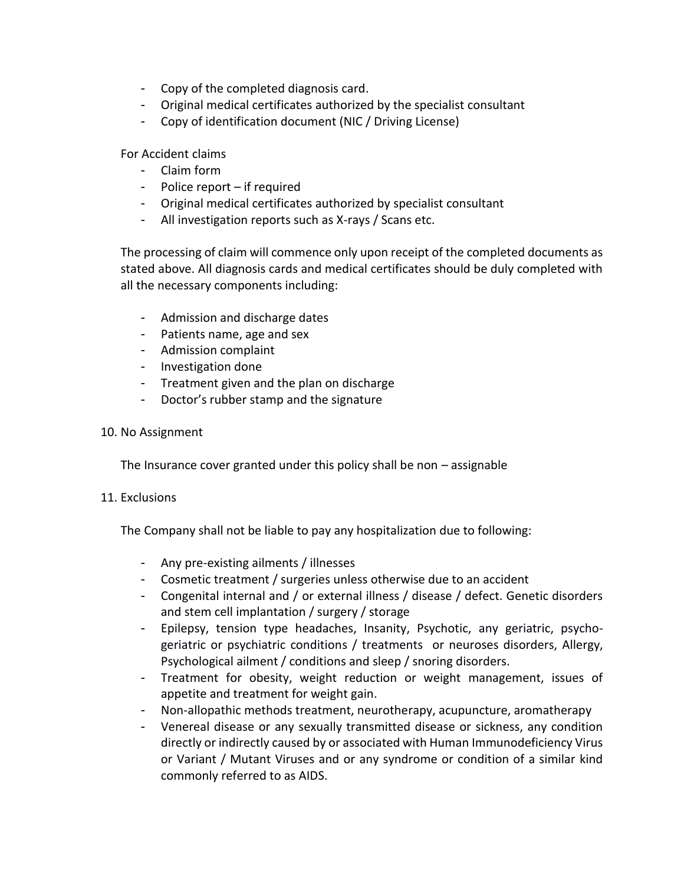- Copy of the completed diagnosis card.
- Original medical certificates authorized by the specialist consultant
- Copy of identification document (NIC / Driving License)

For Accident claims

- Claim form
- Police report – if required
- Original medical certificates authorized by specialist consultant
- All investigation reports such as X-rays / Scans etc.

The processing of claim will commence only upon receipt of the completed documents as stated above. All diagnosis cards and medical certificates should be duly completed with all the necessary components including:

- Admission and discharge dates
- Patients name, age and sex
- Admission complaint
- Investigation done
- Treatment given and the plan on discharge
- Doctor's rubber stamp and the signature

10. No Assignment

The Insurance cover granted under this policy shall be non – assignable

11. Exclusions

The Company shall not be liable to pay any hospitalization due to following:

- Any pre-existing ailments / illnesses
- Cosmetic treatment / surgeries unless otherwise due to an accident
- Congenital internal and / or external illness / disease / defect. Genetic disorders and stem cell implantation / surgery / storage
- Epilepsy, tension type headaches, Insanity, Psychotic, any geriatric, psycho-geriatric or psychiatric conditions / treatments or neuroses disorders, Allergy, Psychological ailment / conditions and sleep / snoring disorders.
- Treatment for obesity, weight reduction or weight management, issues of appetite and treatment for weight gain.
- Non-allopathic methods treatment, neurotherapy, acupuncture, aromatherapy
- Venereal disease or any sexually transmitted disease or sickness, any condition directly or indirectly caused by or associated with Human Immunodeficiency Virus or Variant / Mutant Viruses and or any syndrome or condition of a similar kind commonly referred to as AIDS.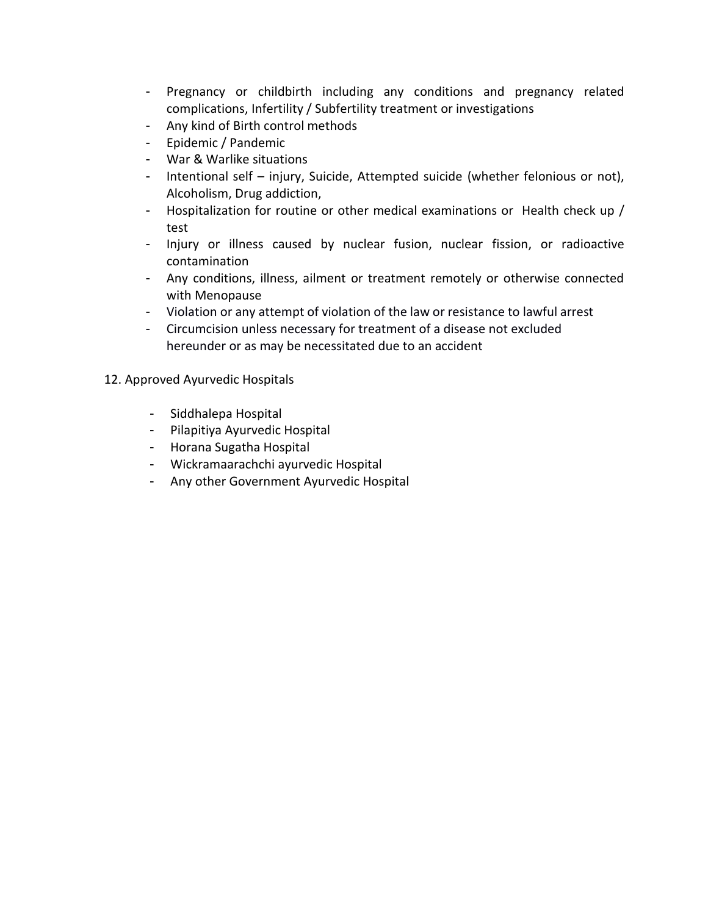- Pregnancy or childbirth including any conditions and pregnancy related complications, Infertility / Subfertility treatment or investigations
- Any kind of Birth control methods
- Epidemic / Pandemic
- War & Warlike situations
- Intentional self – injury, Suicide, Attempted suicide (whether felonious or not), Alcoholism, Drug addiction,
- Hospitalization for routine or other medical examinations or Health check up / test
- Injury or illness caused by nuclear fusion, nuclear fission, or radioactive contamination
- Any conditions, illness, ailment or treatment remotely or otherwise connected with Menopause
- Violation or any attempt of violation of the law or resistance to lawful arrest
- Circumcision unless necessary for treatment of a disease not excluded hereunder or as may be necessitated due to an accident

12. Approved Ayurvedic Hospitals

- Siddhalepa Hospital
- Pilapitiya Ayurvedic Hospital
- Horana Sugatha Hospital
- Wickramaarachchi ayurvedic Hospital
- Any other Government Ayurvedic Hospital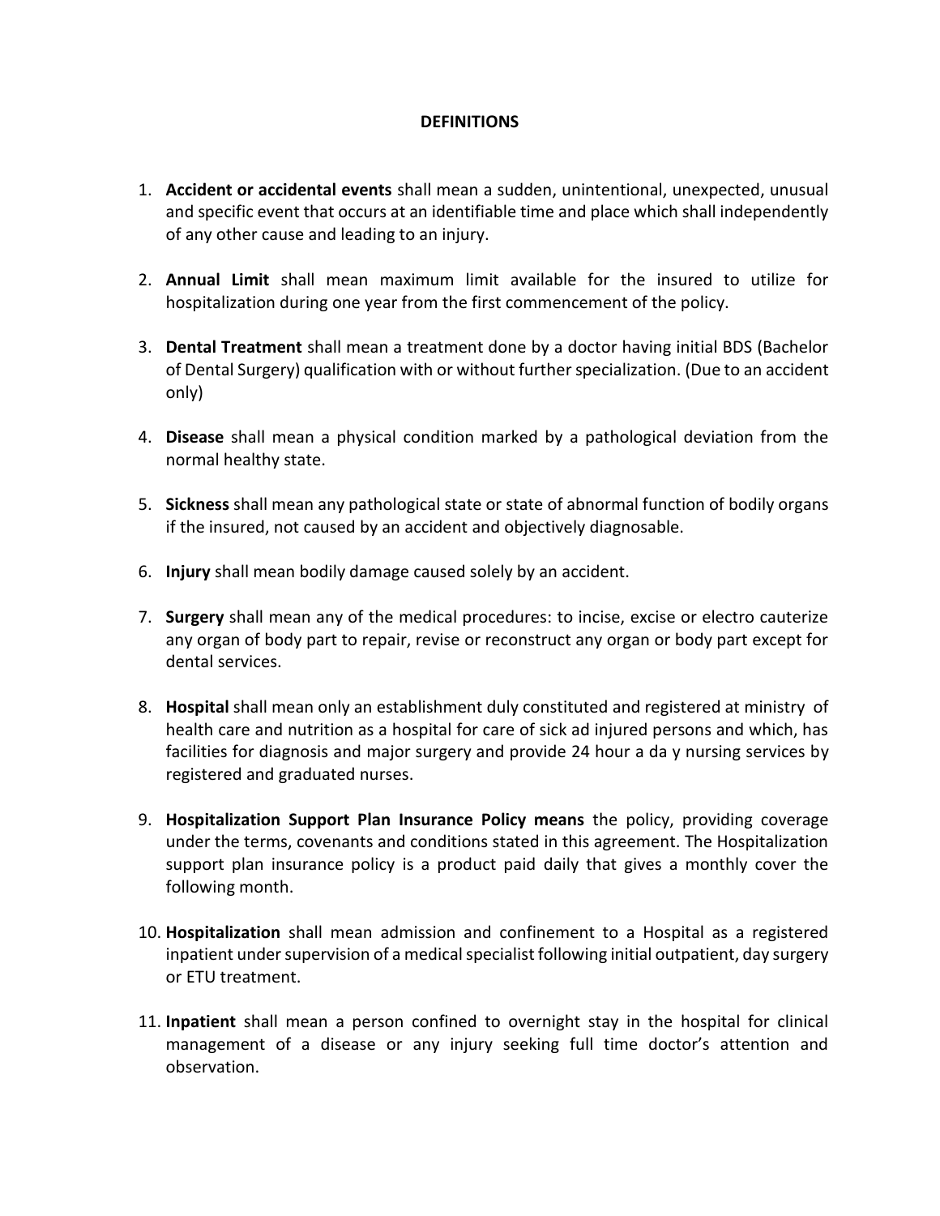# DEFINITIONS

1. **Accident or accidental events** shall mean a sudden, unintentional, unexpected, unusual and specific event that occurs at an identifiable time and place which shall independently of any other cause and leading to an injury.

2. **Annual Limit** shall mean maximum limit available for the insured to utilize for hospitalization during one year from the first commencement of the policy.

3. **Dental Treatment** shall mean a treatment done by a doctor having initial BDS (Bachelor of Dental Surgery) qualification with or without further specialization. (Due to an accident only)

4. **Disease** shall mean a physical condition marked by a pathological deviation from the normal healthy state.

5. **Sickness** shall mean any pathological state or state of abnormal function of bodily organs if the insured, not caused by an accident and objectively diagnosable.

6. **Injury** shall mean bodily damage caused solely by an accident.

7. **Surgery** shall mean any of the medical procedures: to incise, excise or electro cauterize any organ of body part to repair, revise or reconstruct any organ or body part except for dental services.

8. **Hospital** shall mean only an establishment duly constituted and registered at ministry of health care and nutrition as a hospital for care of sick ad injured persons and which, has facilities for diagnosis and major surgery and provide 24 hour a da y nursing services by registered and graduated nurses.

9. **Hospitalization Support Plan Insurance Policy means** the policy, providing coverage under the terms, covenants and conditions stated in this agreement. The Hospitalization support plan insurance policy is a product paid daily that gives a monthly cover the following month.

10. **Hospitalization** shall mean admission and confinement to a Hospital as a registered inpatient under supervision of a medical specialist following initial outpatient, day surgery or ETU treatment.

11. **Inpatient** shall mean a person confined to overnight stay in the hospital for clinical management of a disease or any injury seeking full time doctor's attention and observation.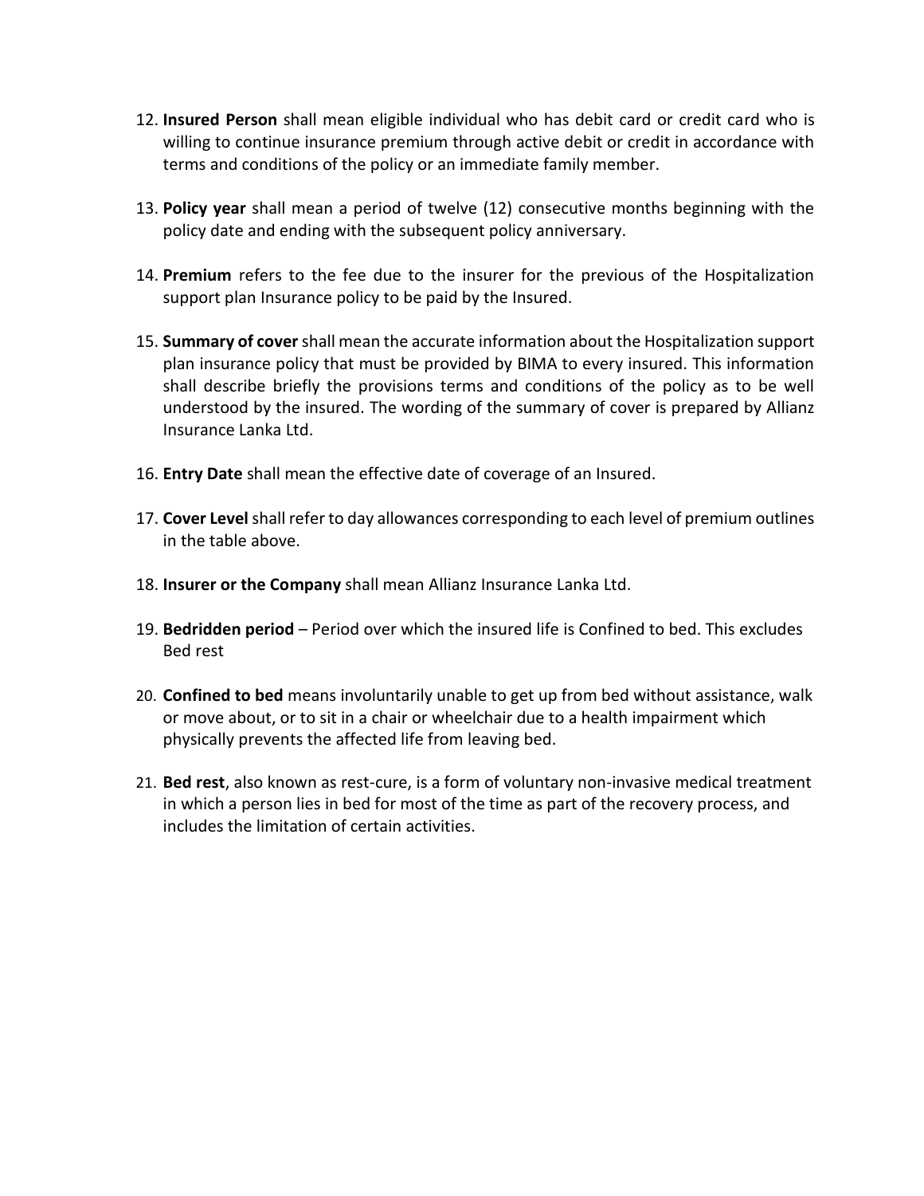12. **Insured Person** shall mean eligible individual who has debit card or credit card who is willing to continue insurance premium through active debit or credit in accordance with terms and conditions of the policy or an immediate family member.

13. **Policy year** shall mean a period of twelve (12) consecutive months beginning with the policy date and ending with the subsequent policy anniversary.

14. **Premium** refers to the fee due to the insurer for the previous of the Hospitalization support plan Insurance policy to be paid by the Insured.

15. **Summary of cover** shall mean the accurate information about the Hospitalization support plan insurance policy that must be provided by BIMA to every insured. This information shall describe briefly the provisions terms and conditions of the policy as to be well understood by the insured. The wording of the summary of cover is prepared by Allianz Insurance Lanka Ltd.

16. **Entry Date** shall mean the effective date of coverage of an Insured.

17. **Cover Level** shall refer to day allowances corresponding to each level of premium outlines in the table above.

18. **Insurer or the Company** shall mean Allianz Insurance Lanka Ltd.

19. **Bedridden period** – Period over which the insured life is Confined to bed. This excludes Bed rest

20. **Confined to bed** means involuntarily unable to get up from bed without assistance, walk or move about, or to sit in a chair or wheelchair due to a health impairment which physically prevents the affected life from leaving bed.

21. **Bed rest**, also known as rest-cure, is a form of voluntary non-invasive medical treatment in which a person lies in bed for most of the time as part of the recovery process, and includes the limitation of certain activities.